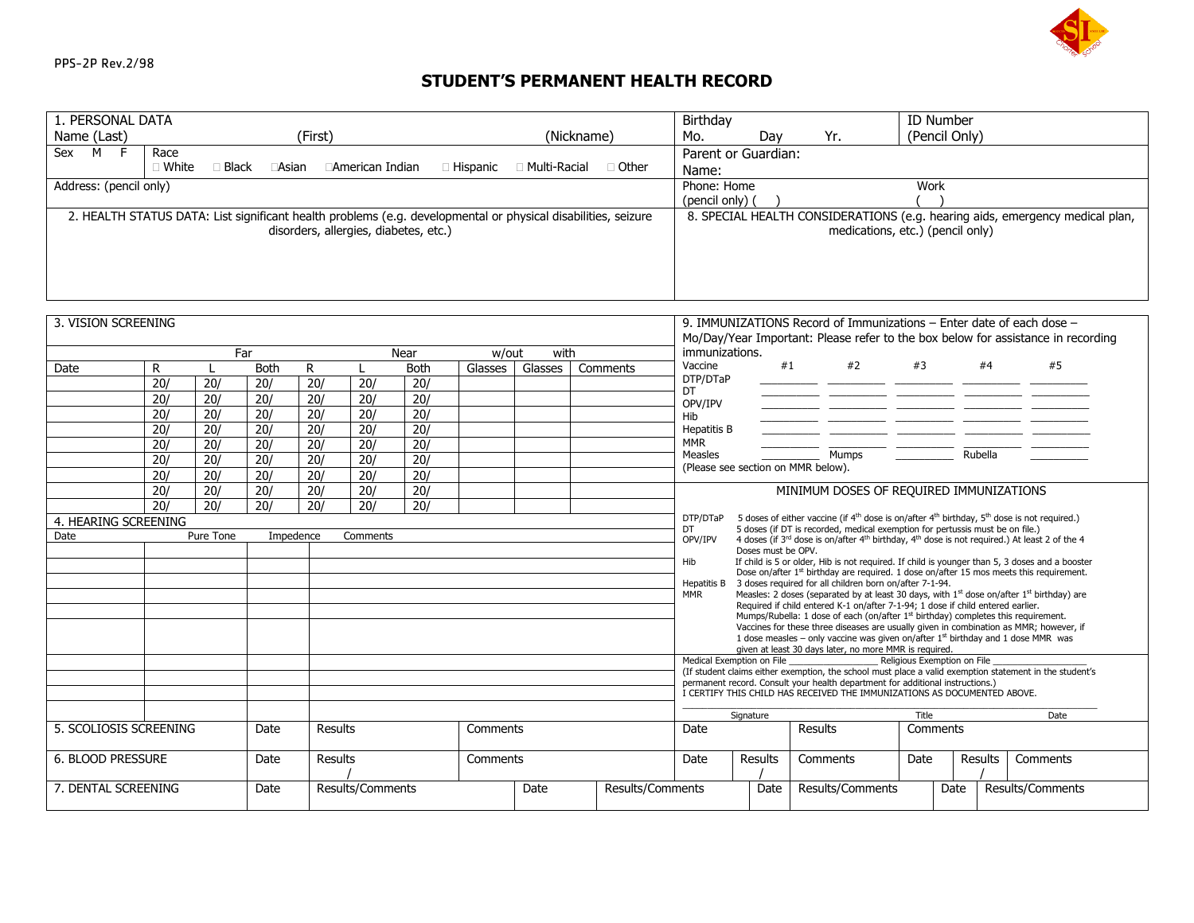PPS-2P Rev.2/98

# STUDENT'S PERMANENT HEALTH RECORD

| 1. PERSONAL DATA | | | Birthday | ID Number |
|---|---|---|---|---|
| Name (Last) | (First) | (Nickname) | Mo. Day Yr. | (Pencil Only) |
| Sex M F | Race ☐ White ☐ Black ☐Asian ☐American Indian ☐ Hispanic ☐ Multi-Racial ☐ Other | | Parent or Guardian: Name: | |
| Address: (pencil only) | | | Phone: Home (pencil only) ( ) | Work ( ) |

| 2. HEALTH STATUS DATA: List significant health problems (e.g. developmental or physical disabilities, seizure disorders, allergies, diabetes, etc.) | 8. SPECIAL HEALTH CONSIDERATIONS (e.g. hearing aids, emergency medical plan, medications, etc.) (pencil only) |
|---|---|
| | |

## 3. VISION SCREENING

| | Far | | | Near | | | w/out | with | |
|---|---|---|---|---|---|---|---|---|---|
| Date | R | L | Both | R | L | Both | Glasses | Glasses | Comments |
| | 20/ | 20/ | 20/ | 20/ | 20/ | 20/ | | | |
| | 20/ | 20/ | 20/ | 20/ | 20/ | 20/ | | | |
| | 20/ | 20/ | 20/ | 20/ | 20/ | 20/ | | | |
| | 20/ | 20/ | 20/ | 20/ | 20/ | 20/ | | | |
| | 20/ | 20/ | 20/ | 20/ | 20/ | 20/ | | | |
| | 20/ | 20/ | 20/ | 20/ | 20/ | 20/ | | | |
| | 20/ | 20/ | 20/ | 20/ | 20/ | 20/ | | | |
| | 20/ | 20/ | 20/ | 20/ | 20/ | 20/ | | | |
| | 20/ | 20/ | 20/ | 20/ | 20/ | 20/ | | | |

## 4. HEARING SCREENING

| Date | Pure Tone | Impedence | Comments |
|---|---|---|---|
| | | | |
| | | | |
| | | | |
| | | | |
| | | | |
| | | | |
| | | | |
| | | | |
| | | | |
| | | | |

## 9. IMMUNIZATIONS

Record of Immunizations – Enter date of each dose – Mo/Day/Year Important: Please refer to the box below for assistance in recording immunizations.

| Vaccine | #1 | #2 | #3 | #4 | #5 |
|---|---|---|---|---|---|
| DTP/DTaP | | | | | |
| DT | | | | | |
| OPV/IPV | | | | | |
| Hib | | | | | |
| Hepatitis B | | | | | |
| MMR | | | | | |
| Measles | | Mumps | | Rubella | |

(Please see section on MMR below).

### MINIMUM DOSES OF REQUIRED IMMUNIZATIONS

| | |
|---|---|
| DTP/DTaP | 5 doses of either vaccine (if 4th dose is on/after 4th birthday, 5th dose is not required.) |
| DT | 5 doses (if DT is recorded, medical exemption for pertussis must be on file.) |
| OPV/IPV | 4 doses (if 3rd dose is on/after 4th birthday, 4th dose is not required.) At least 2 of the 4 Doses must be OPV. |
| Hib | If child is 5 or older, Hib is not required. If child is younger than 5, 3 doses and a booster Dose on/after 1st birthday are required. 1 dose on/after 15 mos meets this requirement. |
| Hepatitis B | 3 doses required for all children born on/after 7-1-94. |
| MMR | Measles: 2 doses (separated by at least 30 days, with 1st dose on/after 1st birthday) are Required if child entered K-1 on/after 7-1-94; 1 dose if child entered earlier. Mumps/Rubella: 1 dose of each (on/after 1st birthday) completes this requirement. Vaccines for these three diseases are usually given in combination as MMR; however, if 1 dose measles – only vaccine was given on/after 1st birthday and 1 dose MMR was given at least 30 days later, no more MMR is required. |

Medical Exemption on File ________________ Religious Exemption on File ________________

(If student claims either exemption, the school must place a valid exemption statement in the student's permanent record. Consult your health department for additional instructions.)

I CERTIFY THIS CHILD HAS RECEIVED THE IMMUNIZATIONS AS DOCUMENTED ABOVE.

______________________________________________

Signature Title Date

| 5. SCOLIOSIS SCREENING | Date | Results | Comments | Date | Results | Comments |
|---|---|---|---|---|---|---|
| | | | | | | |

| 6. BLOOD PRESSURE | Date | Results | Comments | Date | Results | Comments | Date | Results | Comments |
|---|---|---|---|---|---|---|---|---|---|
| | | / | | | / | | | / | |

| 7. DENTAL SCREENING | Date | Results/Comments | Date | Results/Comments | Date | Results/Comments | Date | Results/Comments |
|---|---|---|---|---|---|---|---|---|
| | | | | | | | | |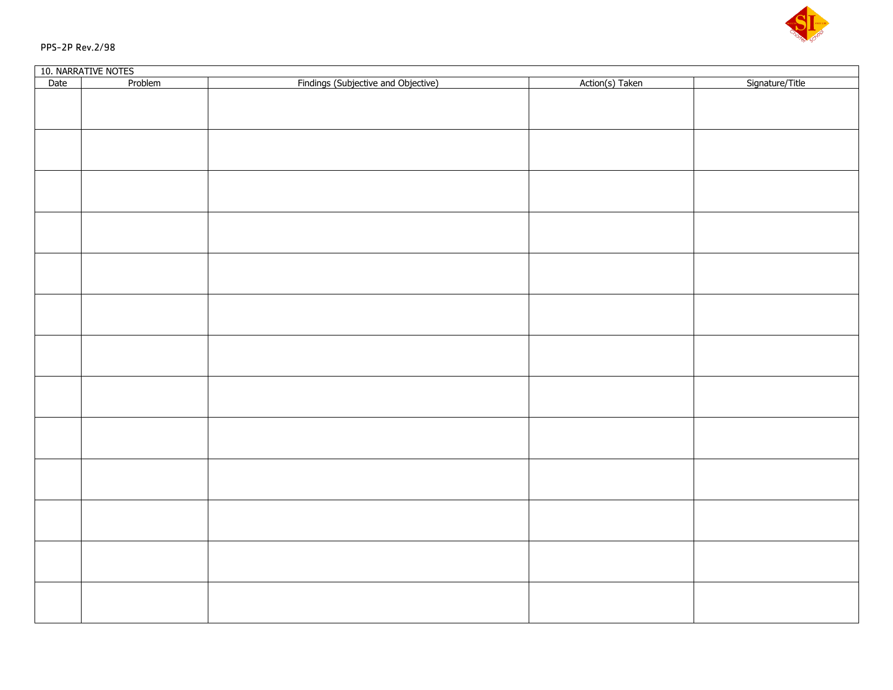PPS-2P Rev.2/98

| 10. NARRATIVE NOTES | | | | |
|---|---|---|---|---|
| Date | Problem | Findings (Subjective and Objective) | Action(s) Taken | Signature/Title |
| | | | | |
| | | | | |
| | | | | |
| | | | | |
| | | | | |
| | | | | |
| | | | | |
| | | | | |
| | | | | |
| | | | | |
| | | | | |
| | | | | |
| | | | | |